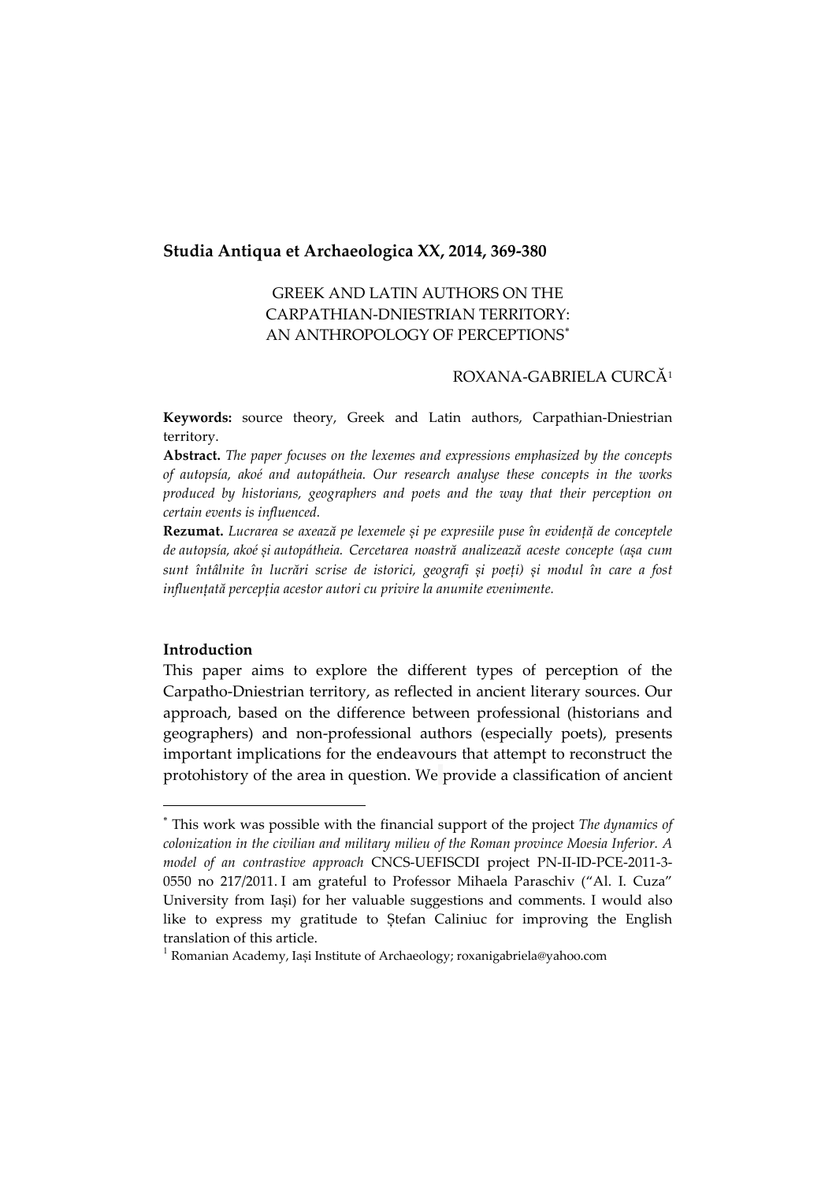**Studia Antiqua et Archaeologica XX, 2014, 369-380**

# GREEK AND LATIN AUTHORS ON THE CARPATHIAN-DNIESTRIAN TERRITORY: AN ANTHROPOLOGY OF PERCEPTIONS[*]

ROXANA-GABRIELA CURCĂ[1]

**Keywords:** source theory, Greek and Latin authors, Carpathian-Dniestrian territory.

**Abstract.** *The paper focuses on the lexemes and expressions emphasized by the concepts of autopsía, akoé and autopátheia. Our research analyse these concepts in the works produced by historians, geographers and poets and the way that their perception on certain events is influenced.*

**Rezumat.** *Lucrarea se axează pe lexemele și pe expresiile puse în evidență de conceptele de autopsía, akoé și autopátheia. Cercetarea noastră analizează aceste concepte (așa cum sunt întâlnite în lucrări scrise de istorici, geografi și poeți) și modul în care a fost influențată percepția acestor autori cu privire la anumite evenimente.*

## Introduction

This paper aims to explore the different types of perception of the Carpatho-Dniestrian territory, as reflected in ancient literary sources. Our approach, based on the difference between professional (historians and geographers) and non-professional authors (especially poets), presents important implications for the endeavours that attempt to reconstruct the protohistory of the area in question. We provide a classification of ancient

---

[*] This work was possible with the financial support of the project *The dynamics of colonization in the civilian and military milieu of the Roman province Moesia Inferior. A model of an contrastive approach* CNCS-UEFISCDI project PN-II-ID-PCE-2011-3-0550 no 217/2011. I am grateful to Professor Mihaela Paraschiv ("Al. I. Cuza" University from Iași) for her valuable suggestions and comments. I would also like to express my gratitude to Ștefan Caliniuc for improving the English translation of this article.

[1] Romanian Academy, Iași Institute of Archaeology; roxanigabriela@yahoo.com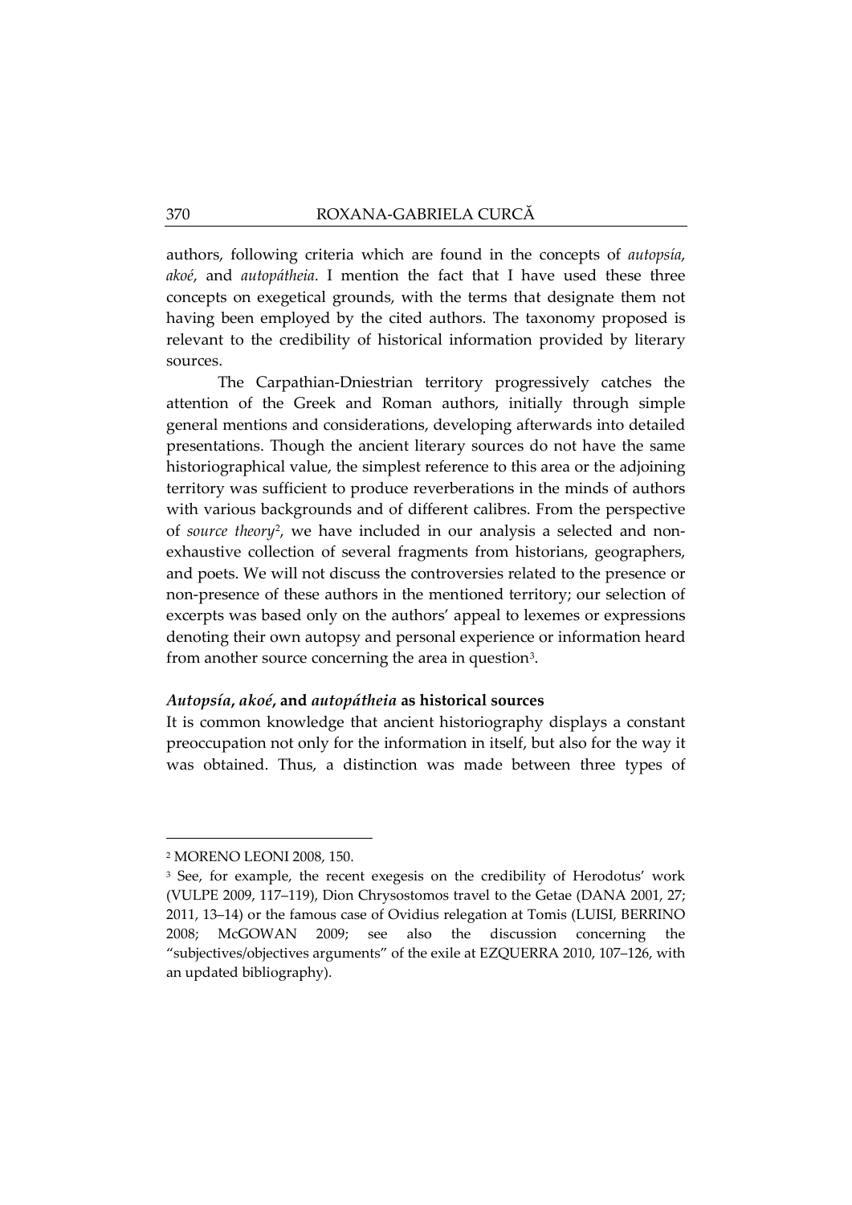authors, following criteria which are found in the concepts of *autopsía*, *akoé*, and *autopátheia*. I mention the fact that I have used these three concepts on exegetical grounds, with the terms that designate them not having been employed by the cited authors. The taxonomy proposed is relevant to the credibility of historical information provided by literary sources.

The Carpathian-Dniestrian territory progressively catches the attention of the Greek and Roman authors, initially through simple general mentions and considerations, developing afterwards into detailed presentations. Though the ancient literary sources do not have the same historiographical value, the simplest reference to this area or the adjoining territory was sufficient to produce reverberations in the minds of authors with various backgrounds and of different calibres. From the perspective of *source theory*[2], we have included in our analysis a selected and non-exhaustive collection of several fragments from historians, geographers, and poets. We will not discuss the controversies related to the presence or non-presence of these authors in the mentioned territory; our selection of excerpts was based only on the authors' appeal to lexemes or expressions denoting their own autopsy and personal experience or information heard from another source concerning the area in question[3].

### ***Autopsía*, *akoé*, and *autopátheia* as historical sources**

It is common knowledge that ancient historiography displays a constant preoccupation not only for the information in itself, but also for the way it was obtained. Thus, a distinction was made between three types of

---

[2] MORENO LEONI 2008, 150.

[3] See, for example, the recent exegesis on the credibility of Herodotus' work (VULPE 2009, 117–119), Dion Chrysostomos travel to the Getae (DANA 2001, 27; 2011, 13–14) or the famous case of Ovidius relegation at Tomis (LUISI, BERRINO 2008; McGOWAN 2009; see also the discussion concerning the "subjectives/objectives arguments" of the exile at EZQUERRA 2010, 107–126, with an updated bibliography).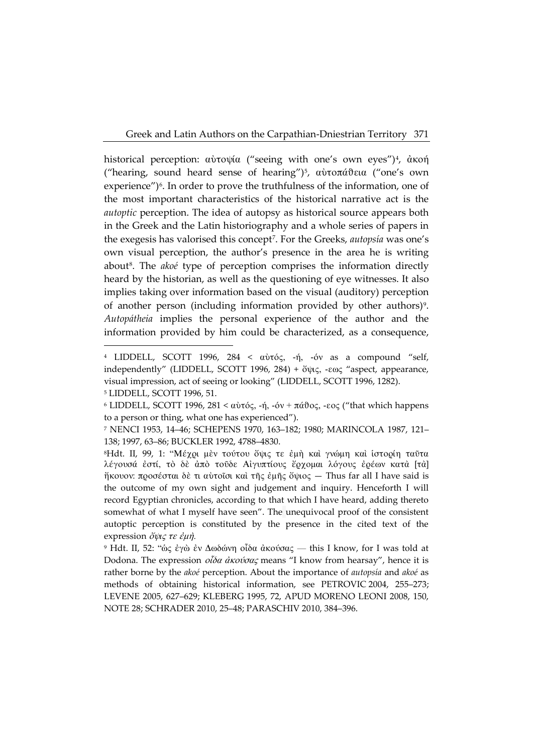historical perception: αὐτοψία ("seeing with one's own eyes")[4], ἀκοή ("hearing, sound heard sense of hearing")[5], αὐτοπάθεια ("one's own experience")[6]. In order to prove the truthfulness of the information, one of the most important characteristics of the historical narrative act is the *autoptic* perception. The idea of autopsy as historical source appears both in the Greek and the Latin historiography and a whole series of papers in the exegesis has valorised this concept[7]. For the Greeks, *autopsía* was one's own visual perception, the author's presence in the area he is writing about[8]. The *akoé* type of perception comprises the information directly heard by the historian, as well as the questioning of eye witnesses. It also implies taking over information based on the visual (auditory) perception of another person (including information provided by other authors)[9]. *Autopátheia* implies the personal experience of the author and the information provided by him could be characterized, as a consequence,

---

[4] LIDDELL, SCOTT 1996, 284 < αὐτός, -ή, -όν as a compound "self, independently" (LIDDELL, SCOTT 1996, 284) + ὄψις, -εως "aspect, appearance, visual impression, act of seeing or looking" (LIDDELL, SCOTT 1996, 1282).

[5] LIDDELL, SCOTT 1996, 51.

[6] LIDDELL, SCOTT 1996, 281 < αὐτός, -ή, -όν + πάθος, -εος ("that which happens to a person or thing, what one has experienced").

[7] NENCI 1953, 14–46; SCHEPENS 1970, 163–182; 1980; MARINCOLA 1987, 121–138; 1997, 63–86; BUCKLER 1992, 4788–4830.

[8] Hdt. II, 99, 1: "Μέχρι μὲν τούτου ὄψις τε ἐμὴ καὶ γνώμη καὶ ἱστορίη ταῦτα λέγουσά ἐστί, τὸ δὲ ἀπὸ τοῦδε Αἰγυπτίους ἔρχομαι λόγους ἐρέων κατὰ [τὰ] ἤκουον: προσέσται δὲ τι αὐτοῖσι καὶ τῆς ἐμῆς ὄψιος — Thus far all I have said is the outcome of my own sight and judgement and inquiry. Henceforth I will record Egyptian chronicles, according to that which I have heard, adding thereto somewhat of what I myself have seen". The unequivocal proof of the consistent autoptic perception is constituted by the presence in the cited text of the expression *ὄψις τε ἐμὴ*.

[9] Hdt. II, 52: "ὡς ἐγὼ ἐν Δωδώνη οἶδα ἀκούσας — this I know, for I was told at Dodona. The expression *οἶδα ἀκούσας* means "I know from hearsay", hence it is rather borne by the *akoé* perception. About the importance of *autopsía* and *akoé* as methods of obtaining historical information, see PETROVIC 2004, 255–273; LEVENE 2005, 627–629; KLEBERG 1995, 72, APUD MORENO LEONI 2008, 150, NOTE 28; SCHRADER 2010, 25–48; PARASCHIV 2010, 384–396.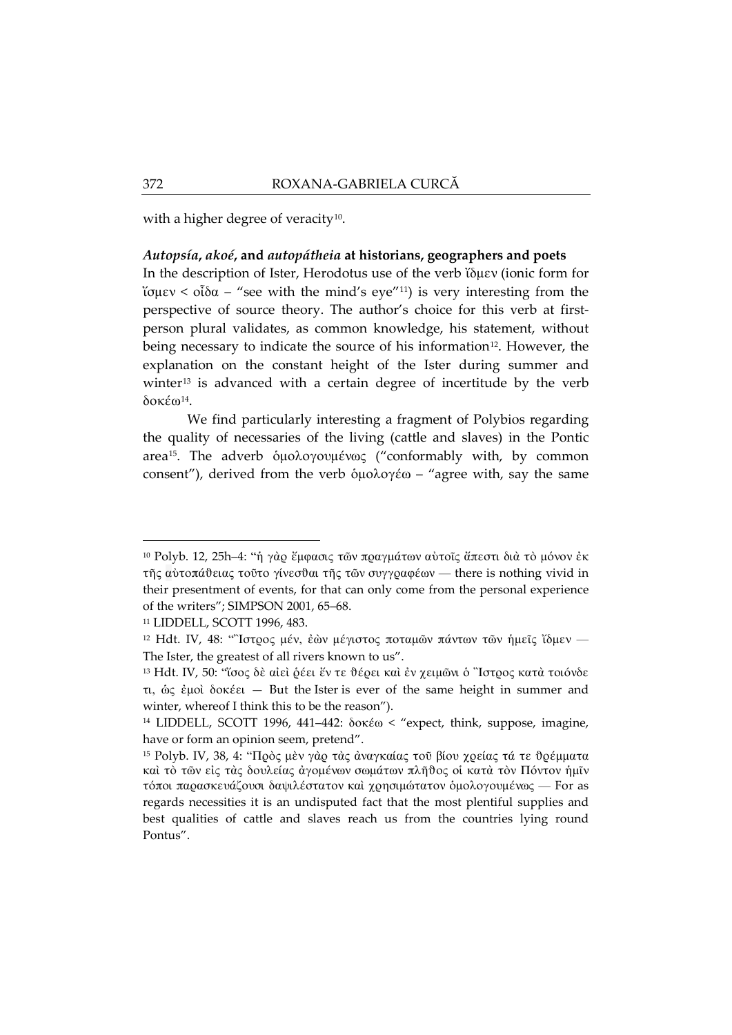with a higher degree of veracity[10].

### *Autopsía*, *akoé*, and *autopátheia* at historians, geographers and poets

In the description of Ister, Herodotus use of the verb ἴδμεν (ionic form for ἴσμεν < οἶδα – "see with the mind's eye"[11]) is very interesting from the perspective of source theory. The author's choice for this verb at first-person plural validates, as common knowledge, his statement, without being necessary to indicate the source of his information[12]. However, the explanation on the constant height of the Ister during summer and winter[13] is advanced with a certain degree of incertitude by the verb δοκέω[14].

We find particularly interesting a fragment of Polybios regarding the quality of necessaries of the living (cattle and slaves) in the Pontic area[15]. The adverb ὁμολογουμένως ("conformably with, by common consent"), derived from the verb ὁμολογέω – "agree with, say the same

---

[10] Polyb. 12, 25h–4: "ἡ γὰρ ἔμφασις τῶν πραγμάτων αὐτοῖς ἄπεστι διὰ τὸ μόνον ἐκ τῆς αὐτοπάθειας τοῦτο γίνεσθαι τῆς τῶν συγγραφέων — there is nothing vivid in their presentment of events, for that can only come from the personal experience of the writers"; SIMPSON 2001, 65–68.

[11] LIDDELL, SCOTT 1996, 483.

[12] Hdt. IV, 48: "Ἴστρος μέν, ἐὼν μέγιστος ποταμῶν πάντων τῶν ἡμεῖς ἴδμεν — The Ister, the greatest of all rivers known to us".

[13] Hdt. IV, 50: "ἴσος δὲ αἰεὶ ῥέει ἔν τε θέρει καὶ ἐν χειμῶνι ὁ Ἴστρος κατὰ τοιόνδε τι, ὡς ἐμοὶ δοκέει — But the Ister is ever of the same height in summer and winter, whereof I think this to be the reason").

[14] LIDDELL, SCOTT 1996, 441–442: δοκέω < "expect, think, suppose, imagine, have or form an opinion seem, pretend".

[15] Polyb. IV, 38, 4: "Πρὸς μὲν γὰρ τὰς ἀναγκαίας τοῦ βίου χρείας τά τε θρέμματα καὶ τὸ τῶν εἰς τὰς δουλείας ἀγομένων σωμάτων πλῆθος οἱ κατὰ τὸν Πόντον ἡμῖν τόποι παρασκευάζουσι δαψιλέστατον καὶ χρησιμώτατον ὁμολογουμένως — For as regards necessities it is an undisputed fact that the most plentiful supplies and best qualities of cattle and slaves reach us from the countries lying round Pontus".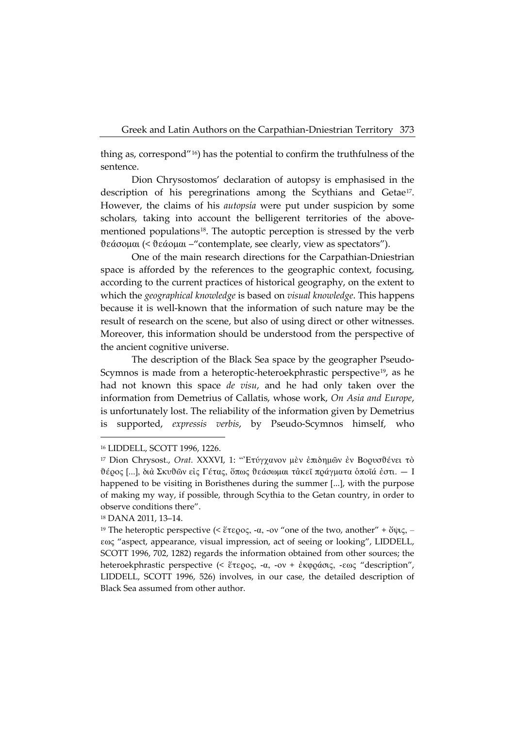thing as, correspond"[16]) has the potential to confirm the truthfulness of the sentence.

Dion Chrysostomos' declaration of autopsy is emphasised in the description of his peregrinations among the Scythians and Getae[17]. However, the claims of his *autopsía* were put under suspicion by some scholars, taking into account the belligerent territories of the above-mentioned populations[18]. The autoptic perception is stressed by the verb θεάσομαι (< θεάομαι –"contemplate, see clearly, view as spectators").

One of the main research directions for the Carpathian-Dniestrian space is afforded by the references to the geographic context, focusing, according to the current practices of historical geography, on the extent to which the *geographical knowledge* is based on *visual knowledge*. This happens because it is well-known that the information of such nature may be the result of research on the scene, but also of using direct or other witnesses. Moreover, this information should be understood from the perspective of the ancient cognitive universe.

The description of the Black Sea space by the geographer Pseudo-Scymnos is made from a heteroptic-heteroekphrastic perspective[19], as he had not known this space *de visu*, and he had only taken over the information from Demetrius of Callatis, whose work, *On Asia and Europe*, is unfortunately lost. The reliability of the information given by Demetrius is supported, *expressis verbis*, by Pseudo-Scymnos himself, who

---

[16] LIDDELL, SCOTT 1996, 1226.

[17] Dion Chrysost., *Orat.* XXXVI, 1: "Ἐτύγχανον μὲν ἐπιδημῶν ἐν Βορυσθένει τὸ θέρος [...], διὰ Σκυθῶν εἰς Γέτας, ὅπως θεάσωμαι τἀκεῖ πράγματα ὁποῖά ἐστι. — I happened to be visiting in Boristhenes during the summer [...], with the purpose of making my way, if possible, through Scythia to the Getan country, in order to observe conditions there".

[18] DANA 2011, 13–14.

[19] The heteroptic perspective (< ἕτερος, -α, -ον "one of the two, another" + ὄψις, –εως "aspect, appearance, visual impression, act of seeing or looking", LIDDELL, SCOTT 1996, 702, 1282) regards the information obtained from other sources; the heteroekphrastic perspective (< ἕτερος, -α, -ον + ἐκφράσις, -εως "description", LIDDELL, SCOTT 1996, 526) involves, in our case, the detailed description of Black Sea assumed from other author.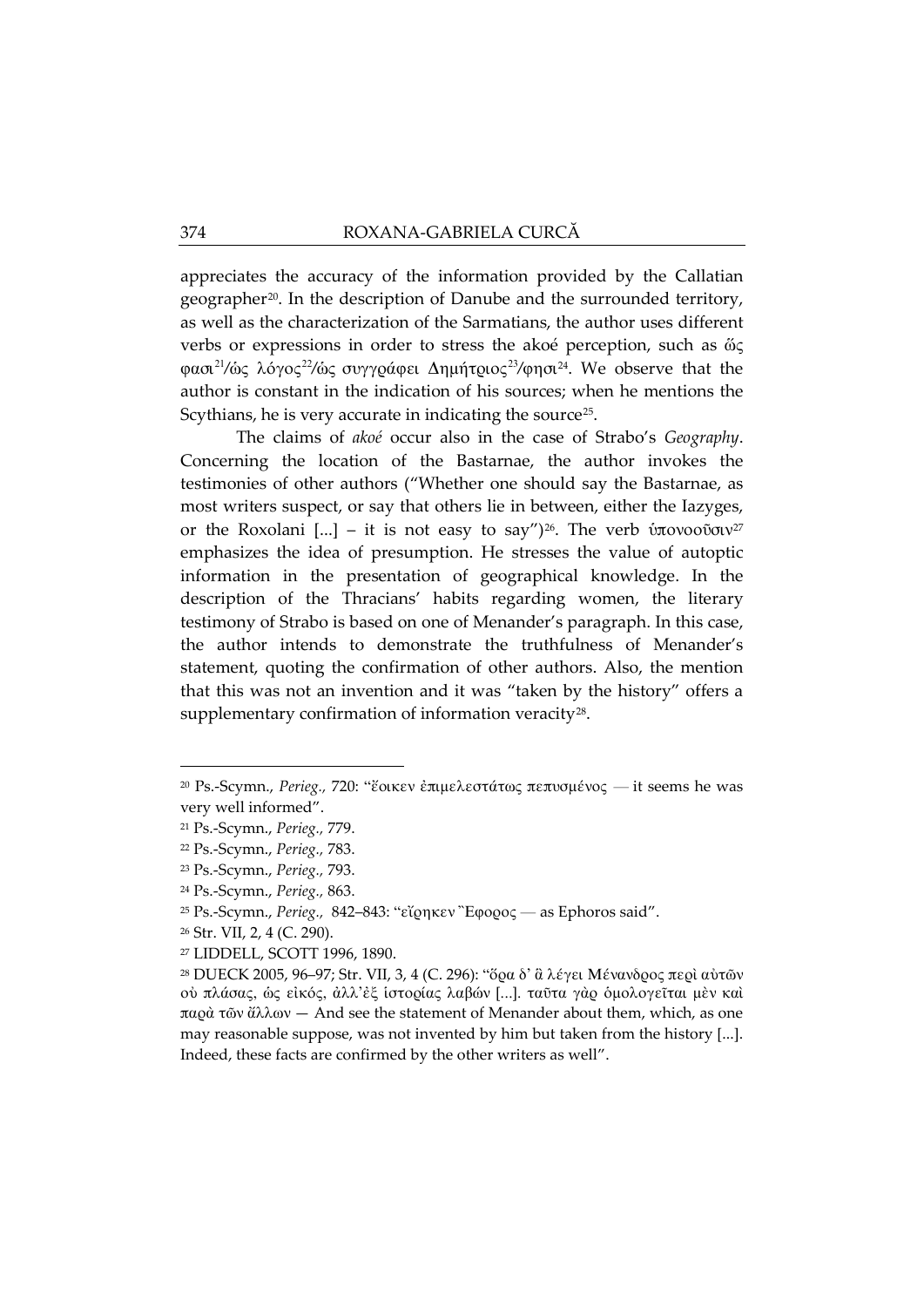appreciates the accuracy of the information provided by the Callatian geographer[20]. In the description of Danube and the surrounded territory, as well as the characterization of the Sarmatians, the author uses different verbs or expressions in order to stress the akoé perception, such as ὥς φασι[21]/ὡς λόγος[22]/ὡς συγγράφει Δημήτριος[23]/φησι[24]. We observe that the author is constant in the indication of his sources; when he mentions the Scythians, he is very accurate in indicating the source[25].

The claims of *akoé* occur also in the case of Strabo's *Geography*. Concerning the location of the Bastarnae, the author invokes the testimonies of other authors ("Whether one should say the Bastarnae, as most writers suspect, or say that others lie in between, either the Iazyges, or the Roxolani [...] – it is not easy to say")[26]. The verb ὑπονοοῦσιν[27] emphasizes the idea of presumption. He stresses the value of autoptic information in the presentation of geographical knowledge. In the description of the Thracians' habits regarding women, the literary testimony of Strabo is based on one of Menander's paragraph. In this case, the author intends to demonstrate the truthfulness of Menander's statement, quoting the confirmation of other authors. Also, the mention that this was not an invention and it was "taken by the history" offers a supplementary confirmation of information veracity[28].

---

[20] Ps.-Scymn., *Perieg.,* 720: "ἔοικεν ἐπιμελεστάτως πεπυσμένος — it seems he was very well informed".

[21] Ps.-Scymn., *Perieg.,* 779.

[22] Ps.-Scymn., *Perieg.,* 783.

[23] Ps.-Scymn., *Perieg.,* 793.

[24] Ps.-Scymn., *Perieg.,* 863.

[25] Ps.-Scymn., *Perieg.,* 842–843: "εἴρηκεν Ἔφορος — as Ephoros said".

[26] Str. VII, 2, 4 (C. 290).

[27] LIDDELL, SCOTT 1996, 1890.

[28] DUECK 2005, 96–97; Str. VII, 3, 4 (C. 296): "ὅρα δ' ἃ λέγει Μένανδρος περὶ αὐτῶν οὐ πλάσας, ὡς εἰκός, ἀλλ'ἐξ ἱστορίας λαβών [...]. ταῦτα γὰρ ὁμολογεῖται μὲν καὶ παρὰ τῶν ἄλλων — And see the statement of Menander about them, which, as one may reasonable suppose, was not invented by him but taken from the history [...]. Indeed, these facts are confirmed by the other writers as well".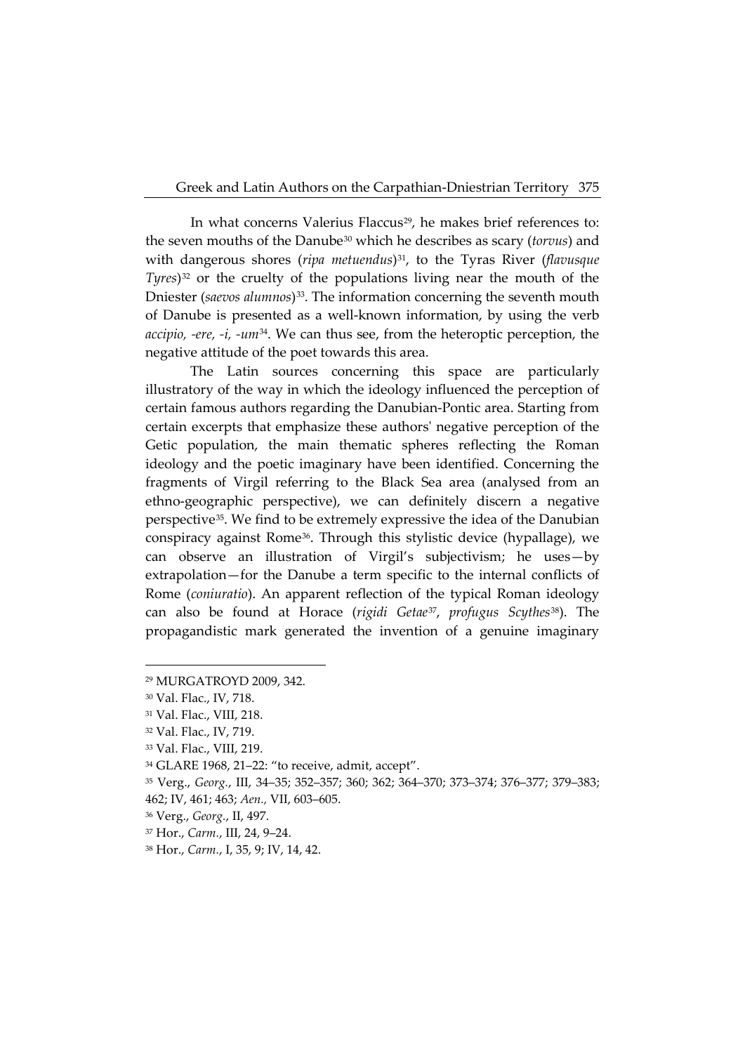In what concerns Valerius Flaccus[29], he makes brief references to: the seven mouths of the Danube[30] which he describes as scary (*torvus*) and with dangerous shores (*ripa metuendus*)[31], to the Tyras River (*flavusque Tyres*)[32] or the cruelty of the populations living near the mouth of the Dniester (*saevos alumnos*)[33]. The information concerning the seventh mouth of Danube is presented as a well-known information, by using the verb *accipio, -ere, -i, -um*[34]. We can thus see, from the heteroptic perception, the negative attitude of the poet towards this area.

The Latin sources concerning this space are particularly illustratory of the way in which the ideology influenced the perception of certain famous authors regarding the Danubian-Pontic area. Starting from certain excerpts that emphasize these authors' negative perception of the Getic population, the main thematic spheres reflecting the Roman ideology and the poetic imaginary have been identified. Concerning the fragments of Virgil referring to the Black Sea area (analysed from an ethno-geographic perspective), we can definitely discern a negative perspective[35]. We find to be extremely expressive the idea of the Danubian conspiracy against Rome[36]. Through this stylistic device (hypallage), we can observe an illustration of Virgil's subjectivism; he uses—by extrapolation—for the Danube a term specific to the internal conflicts of Rome (*coniuratio*). An apparent reflection of the typical Roman ideology can also be found at Horace (*rigidi Getae*[37], *profugus Scythes*[38]). The propagandistic mark generated the invention of a genuine imaginary

---

[29] MURGATROYD 2009, 342.

[30] Val. Flac., IV, 718.

[31] Val. Flac., VIII, 218.

[32] Val. Flac., IV, 719.

[33] Val. Flac., VIII, 219.

[34] GLARE 1968, 21–22: "to receive, admit, accept".

[35] Verg., *Georg.*, III, 34–35; 352–357; 360; 362; 364–370; 373–374; 376–377; 379–383; 462; IV, 461; 463; *Aen.*, VII, 603–605.

[36] Verg., *Georg.*, II, 497.

[37] Hor., *Carm.*, III, 24, 9–24.

[38] Hor., *Carm.*, I, 35, 9; IV, 14, 42.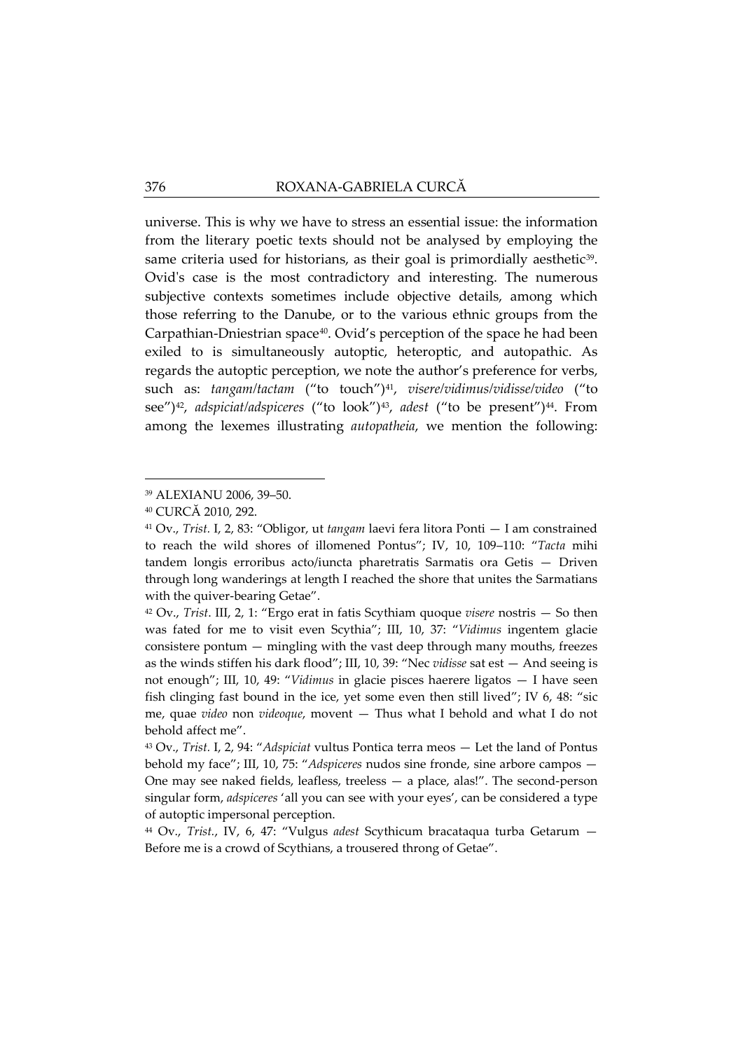universe. This is why we have to stress an essential issue: the information from the literary poetic texts should not be analysed by employing the same criteria used for historians, as their goal is primordially aesthetic[39]. Ovid's case is the most contradictory and interesting. The numerous subjective contexts sometimes include objective details, among which those referring to the Danube, or to the various ethnic groups from the Carpathian-Dniestrian space[40]. Ovid's perception of the space he had been exiled to is simultaneously autoptic, heteroptic, and autopathic. As regards the autoptic perception, we note the author's preference for verbs, such as: *tangam/tactam* ("to touch")[41], *visere/vidimus/vidisse/video* ("to see")[42], *adspiciat/adspiceres* ("to look")[43], *adest* ("to be present")[44]. From among the lexemes illustrating *autopatheia*, we mention the following:

---

[39] ALEXIANU 2006, 39–50.

[40] CURCĂ 2010, 292.

[41] Ov., *Trist.* I, 2, 83: "Obligor, ut *tangam* laevi fera litora Ponti — I am constrained to reach the wild shores of illomened Pontus"; IV, 10, 109–110: "*Tacta* mihi tandem longis erroribus acto/iuncta pharetratis Sarmatis ora Getis — Driven through long wanderings at length I reached the shore that unites the Sarmatians with the quiver-bearing Getae".

[42] Ov., *Trist*. III, 2, 1: "Ergo erat in fatis Scythiam quoque *visere* nostris — So then was fated for me to visit even Scythia"; III, 10, 37: "*Vidimus* ingentem glacie consistere pontum — mingling with the vast deep through many mouths, freezes as the winds stiffen his dark flood"; III, 10, 39: "Nec *vidisse* sat est — And seeing is not enough"; III, 10, 49: "*Vidimus* in glacie pisces haerere ligatos — I have seen fish clinging fast bound in the ice, yet some even then still lived"; IV 6, 48: "sic me, quae *video* non *videoque*, movent — Thus what I behold and what I do not behold affect me".

[43] Ov., *Trist.* I, 2, 94: "*Adspiciat* vultus Pontica terra meos — Let the land of Pontus behold my face"; III, 10, 75: "*Adspiceres* nudos sine fronde, sine arbore campos — One may see naked fields, leafless, treeless — a place, alas!". The second-person singular form, *adspiceres* 'all you can see with your eyes', can be considered a type of autoptic impersonal perception.

[44] Ov., *Trist.*, IV, 6, 47: "Vulgus *adest* Scythicum bracataqua turba Getarum — Before me is a crowd of Scythians, a trousered throng of Getae".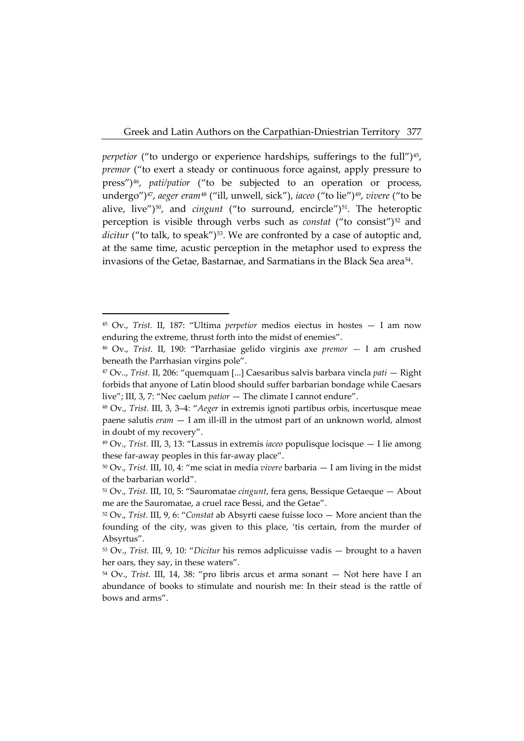*perpetior* ("to undergo or experience hardships, sufferings to the full")[45], *premor* ("to exert a steady or continuous force against, apply pressure to press")[46], *pati/patior* ("to be subjected to an operation or process, undergo")[47], *aeger eram*[48] ("ill, unwell, sick"), *iaceo* ("to lie")[49], *vivere* ("to be alive, live")[50], and *cingunt* ("to surround, encircle")[51]. The heteroptic perception is visible through verbs such as *constat* ("to consist")[52] and *dicitur* ("to talk, to speak")[53]. We are confronted by a case of autoptic and, at the same time, acustic perception in the metaphor used to express the invasions of the Getae, Bastarnae, and Sarmatians in the Black Sea area[54].

---

[45] Ov., *Trist.* II, 187: "Ultima *perpetior* medios eiectus in hostes — I am now enduring the extreme, thrust forth into the midst of enemies".

[46] Ov., *Trist.* II, 190: "Parrhasiae gelido virginis axe *premor* — I am crushed beneath the Parrhasian virgins pole".

[47] Ov.., *Trist.* II, 206: "quemquam [...] Caesaribus salvis barbara vincla *pati* — Right forbids that anyone of Latin blood should suffer barbarian bondage while Caesars live"; III, 3, 7: "Nec caelum *patior* — The climate I cannot endure".

[48] Ov., *Trist.* III, 3, 3–4: "*Aeger* in extremis ignoti partibus orbis, incertusque meae paene salutis *eram* — I am ill-ill in the utmost part of an unknown world, almost in doubt of my recovery".

[49] Ov., *Trist.* III, 3, 13: "Lassus in extremis *iaceo* populisque locisque — I lie among these far-away peoples in this far-away place".

[50] Ov., *Trist.* III, 10, 4: "me sciat in media *vivere* barbaria — I am living in the midst of the barbarian world".

[51] Ov., *Trist.* III, 10, 5: "Sauromatae *cingunt*, fera gens, Bessique Getaeque — About me are the Sauromatae, a cruel race Bessi, and the Getae".

[52] Ov., *Trist.* III, 9, 6: "*Constat* ab Absyrti caese fuisse loco — More ancient than the founding of the city, was given to this place, 'tis certain, from the murder of Absyrtus".

[53] Ov., *Trist.* III, 9, 10: "*Dicitur* his remos adplicuisse vadis — brought to a haven her oars, they say, in these waters".

[54] Ov., *Trist.* III, 14, 38: "pro libris arcus et arma sonant — Not here have I an abundance of books to stimulate and nourish me: In their stead is the rattle of bows and arms".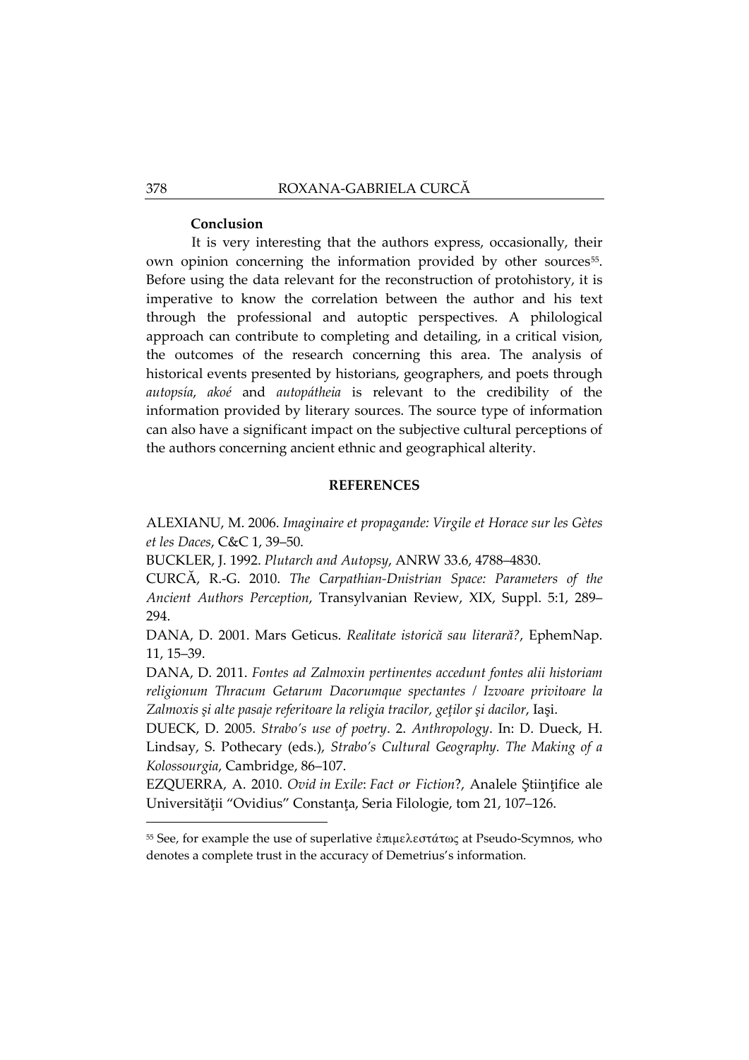**Conclusion**

It is very interesting that the authors express, occasionally, their own opinion concerning the information provided by other sources[55]. Before using the data relevant for the reconstruction of protohistory, it is imperative to know the correlation between the author and his text through the professional and autoptic perspectives. A philological approach can contribute to completing and detailing, in a critical vision, the outcomes of the research concerning this area. The analysis of historical events presented by historians, geographers, and poets through *autopsía*, *akoé* and *autopátheia* is relevant to the credibility of the information provided by literary sources. The source type of information can also have a significant impact on the subjective cultural perceptions of the authors concerning ancient ethnic and geographical alterity.

**REFERENCES**

ALEXIANU, M. 2006. *Imaginaire et propagande: Virgile et Horace sur les Gètes et les Daces*, C&C 1, 39–50.

BUCKLER, J. 1992. *Plutarch and Autopsy*, ANRW 33.6, 4788–4830.

CURCĂ, R.-G. 2010. *The Carpathian-Dnistrian Space: Parameters of the Ancient Authors Perception*, Transylvanian Review, XIX, Suppl. 5:1, 289–294.

DANA, D. 2001. Mars Geticus. *Realitate istorică sau literară?*, EphemNap. 11, 15–39.

DANA, D. 2011. *Fontes ad Zalmoxin pertinentes accedunt fontes alii historiam religionum Thracum Getarum Dacorumque spectantes / Izvoare privitoare la Zalmoxis şi alte pasaje referitoare la religia tracilor, geţilor şi dacilor*, Iaşi.

DUECK, D. 2005. *Strabo's use of poetry*. 2. *Anthropology*. In: D. Dueck, H. Lindsay, S. Pothecary (eds.), *Strabo's Cultural Geography. The Making of a Kolossourgia*, Cambridge, 86–107.

EZQUERRA, A. 2010. *Ovid in Exile*: *Fact or Fiction*?, Analele Științifice ale Universității "Ovidius" Constanța, Seria Filologie, tom 21, 107–126.

---

[55] See, for example the use of superlative ἐπιμελεστάτως at Pseudo-Scymnos, who denotes a complete trust in the accuracy of Demetrius's information.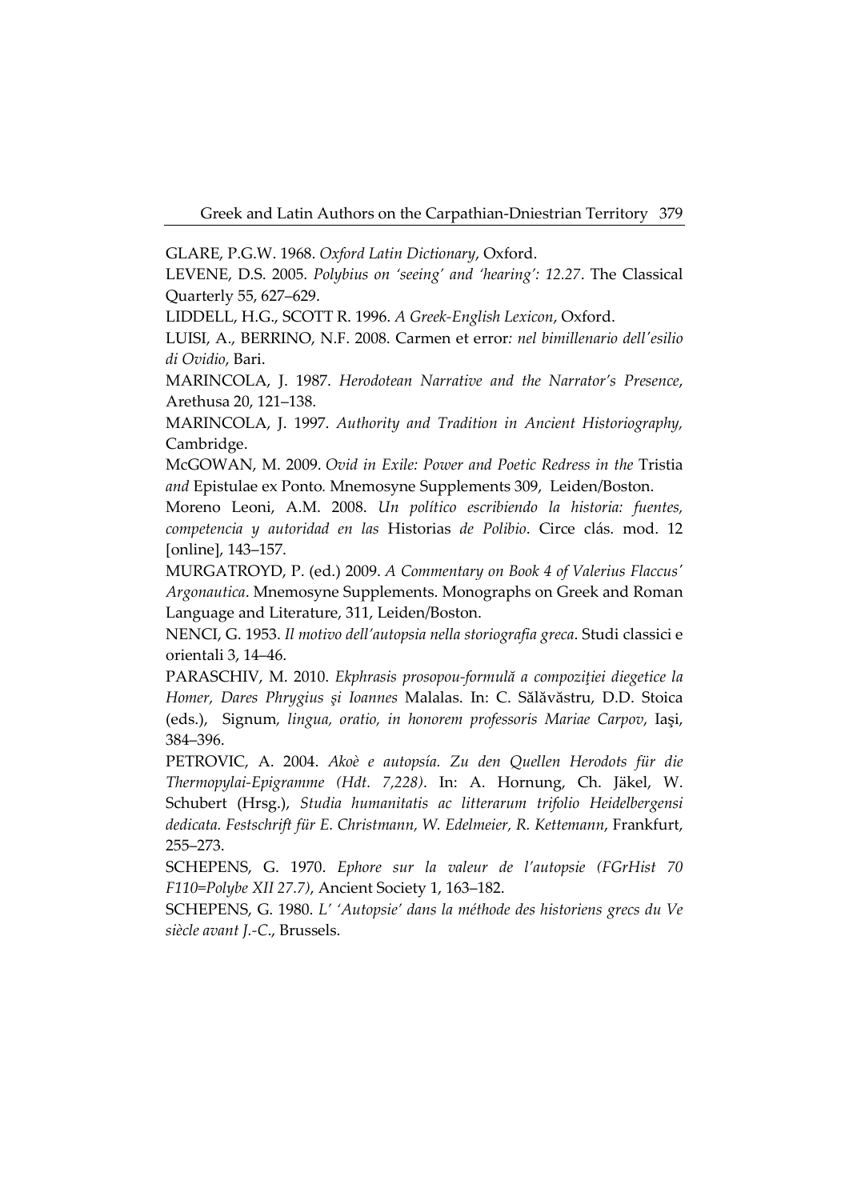GLARE, P.G.W. 1968. *Oxford Latin Dictionary*, Oxford.

LEVENE, D.S. 2005. *Polybius on 'seeing' and 'hearing': 12.27*. The Classical Quarterly 55, 627–629.

LIDDELL, H.G., SCOTT R. 1996. *A Greek-English Lexicon*, Oxford.

LUISI, A., BERRINO, N.F. 2008. Carmen et error*: nel bimillenario dell'esilio di Ovidio*, Bari.

MARINCOLA, J. 1987. *Herodotean Narrative and the Narrator's Presence*, Arethusa 20, 121–138.

MARINCOLA, J. 1997. *Authority and Tradition in Ancient Historiography,* Cambridge.

McGOWAN, M. 2009. *Ovid in Exile: Power and Poetic Redress in the* Tristia *and* Epistulae ex Ponto. Mnemosyne Supplements 309, Leiden/Boston.

Moreno Leoni, A.M. 2008. *Un político escribiendo la historia: fuentes, competencia y autoridad en las* Historias *de Polibio*. Circe clás. mod. 12 [online], 143–157.

MURGATROYD, P. (ed.) 2009. *A Commentary on Book 4 of Valerius Flaccus' Argonautica*. Mnemosyne Supplements. Monographs on Greek and Roman Language and Literature, 311, Leiden/Boston.

NENCI, G. 1953. *Il motivo dell'autopsia nella storiografia greca*. Studi classici e orientali 3, 14–46.

PARASCHIV, M. 2010. *Ekphrasis prosopou-formulă a compoziției diegetice la Homer, Dares Phrygius și Ioannes* Malalas. In: C. Sălăvăstru, D.D. Stoica (eds.), Signum*, lingua, oratio, in honorem professoris Mariae Carpov*, Iași, 384–396.

PETROVIC, A. 2004. *Akoè e autopsía. Zu den Quellen Herodots für die Thermopylai-Epigramme (Hdt. 7,228)*. In: A. Hornung, Ch. Jäkel, W. Schubert (Hrsg.), *Studia humanitatis ac litterarum trifolio Heidelbergensi dedicata. Festschrift für E. Christmann, W. Edelmeier, R. Kettemann*, Frankfurt, 255–273.

SCHEPENS, G. 1970. *Ephore sur la valeur de l'autopsie (FGrHist 70 F110=Polybe XII 27.7)*, Ancient Society 1, 163–182.

SCHEPENS, G. 1980. *L' 'Autopsie' dans la méthode des historiens grecs du Ve siècle avant J.-C.*, Brussels.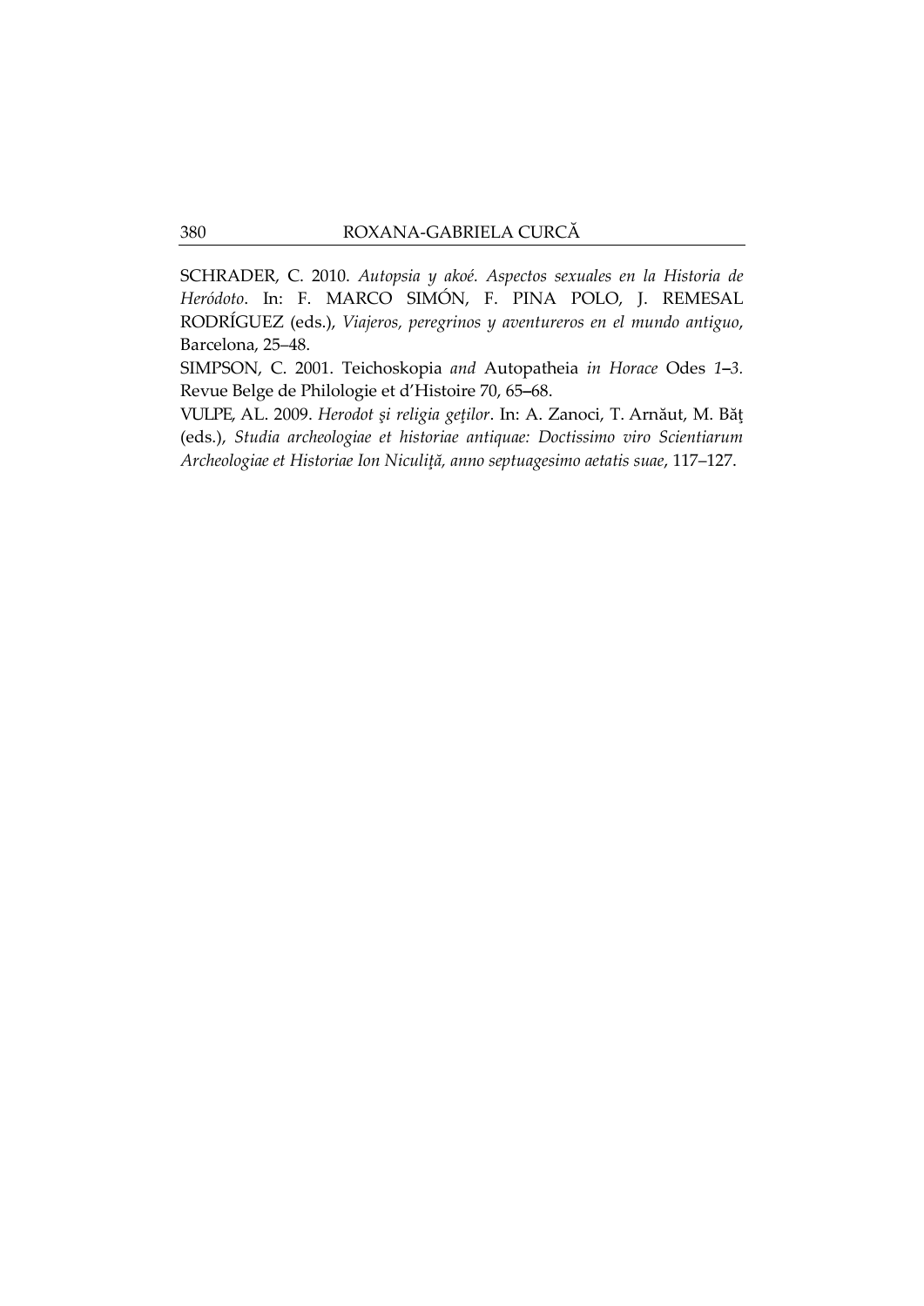SCHRADER, C. 2010. *Autopsia y akoé. Aspectos sexuales en la Historia de Heródoto*. In: F. MARCO SIMÓN, F. PINA POLO, J. REMESAL RODRÍGUEZ (eds.), *Viajeros, peregrinos y aventureros en el mundo antiguo*, Barcelona, 25–48.

SIMPSON, C. 2001. Teichoskopia *and* Autopatheia *in Horace* Odes *1–3*. Revue Belge de Philologie et d'Histoire 70, 65–68.

VULPE, AL. 2009. *Herodot şi religia geţilor*. In: A. Zanoci, T. Arnăut, M. Băţ (eds.), *Studia archeologiae et historiae antiquae: Doctissimo viro Scientiarum Archeologiae et Historiae Ion Niculiţă, anno septuagesimo aetatis suae*, 117–127.